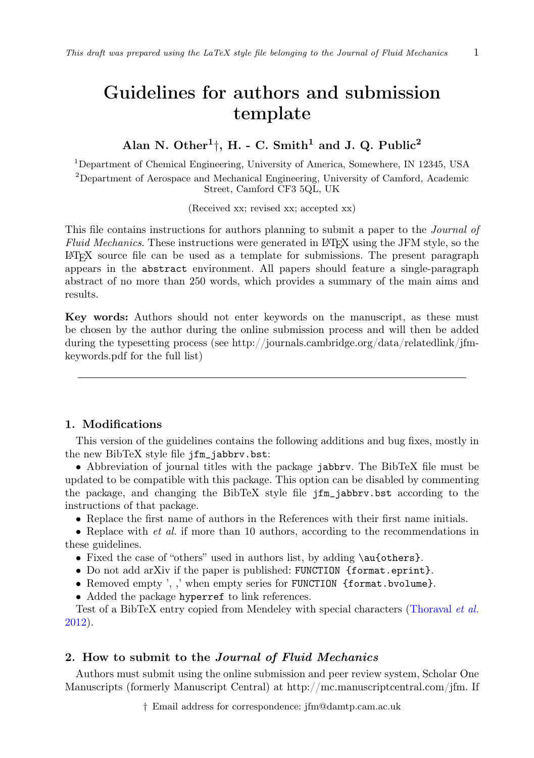# Guidelines for authors and submission template

**Alan N. Other[1]†, H. - C. Smith[1] and J. Q. Public[2]**

[1]Department of Chemical Engineering, University of America, Somewhere, IN 12345, USA

[2]Department of Aerospace and Mechanical Engineering, University of Camford, Academic Street, Camford CF3 5QL, UK

(Received xx; revised xx; accepted xx)

This file contains instructions for authors planning to submit a paper to the *Journal of Fluid Mechanics*. These instructions were generated in LaTeX using the JFM style, so the LaTeX source file can be used as a template for submissions. The present paragraph appears in the `abstract` environment. All papers should feature a single-paragraph abstract of no more than 250 words, which provides a summary of the main aims and results.

**Key words:** Authors should not enter keywords on the manuscript, as these must be chosen by the author during the online submission process and will then be added during the typesetting process (see http://journals.cambridge.org/data/relatedlink/jfm-keywords.pdf for the full list)

## 1. Modifications

This version of the guidelines contains the following additions and bug fixes, mostly in the new BibTeX style file `jfm_jabbrv.bst`:

- Abbreviation of journal titles with the package `jabbrv`. The BibTeX file must be updated to be compatible with this package. This option can be disabled by commenting the package, and changing the BibTeX style file `jfm_jabbrv.bst` according to the instructions of that package.
- Replace the first name of authors in the References with their first name initials.
- Replace with *et al.* if more than 10 authors, according to the recommendations in these guidelines.
- Fixed the case of "others" used in authors list, by adding `\au{others}`.
- Do not add arXiv if the paper is published: `FUNCTION {format.eprint}`.
- Removed empty ', ,' when empty series for `FUNCTION {format.bvolume}`.
- Added the package `hyperref` to link references.

Test of a BibTeX entry copied from Mendeley with special characters (Thoraval *et al.* 2012).

## 2. How to submit to the *Journal of Fluid Mechanics*

Authors must submit using the online submission and peer review system, Scholar One Manuscripts (formerly Manuscript Central) at http://mc.manuscriptcentral.com/jfm. If

† Email address for correspondence: jfm@damtp.cam.ac.uk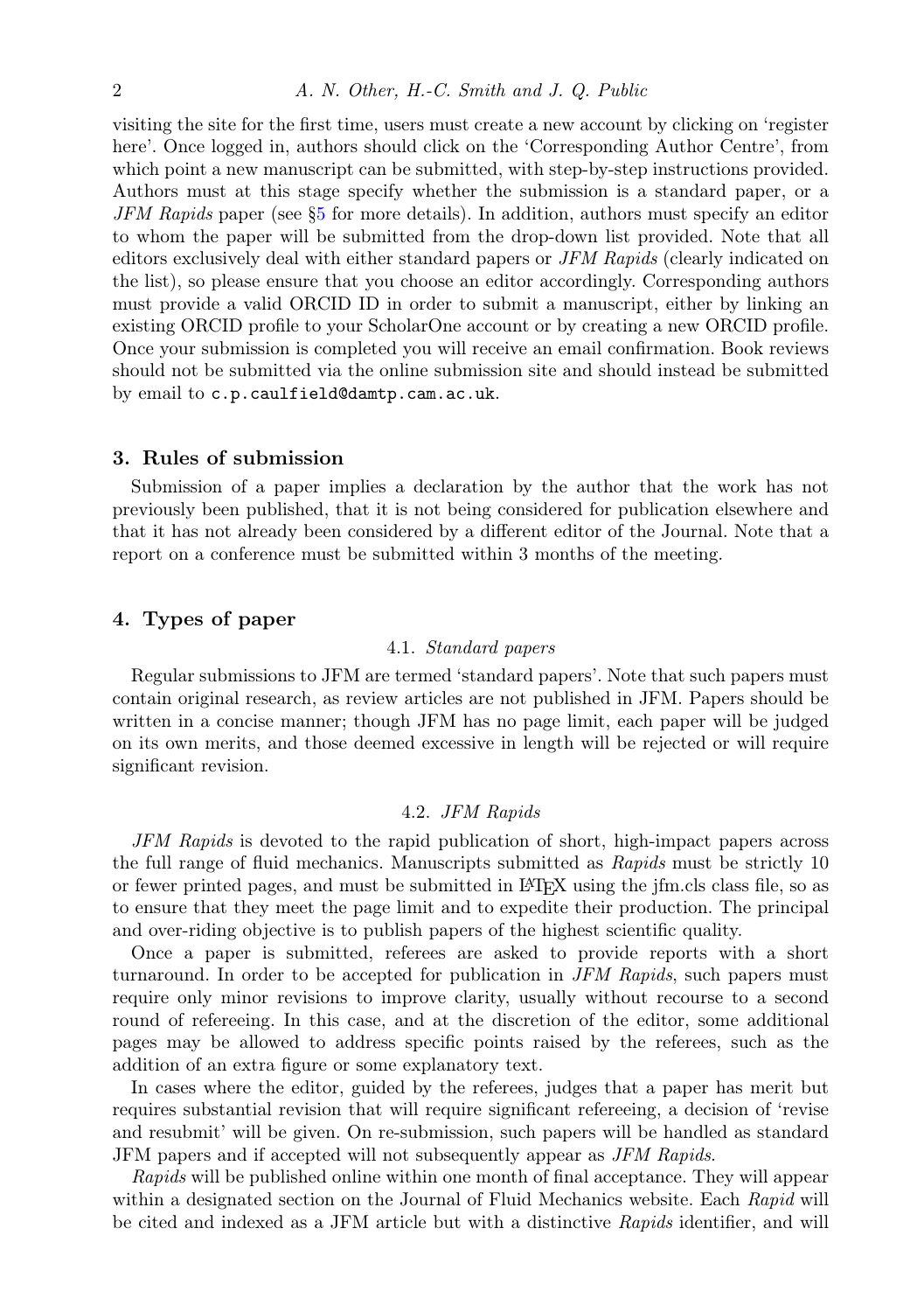visiting the site for the first time, users must create a new account by clicking on 'register here'. Once logged in, authors should click on the 'Corresponding Author Centre', from which point a new manuscript can be submitted, with step-by-step instructions provided. Authors must at this stage specify whether the submission is a standard paper, or a *JFM Rapids* paper (see §5 for more details). In addition, authors must specify an editor to whom the paper will be submitted from the drop-down list provided. Note that all editors exclusively deal with either standard papers or *JFM Rapids* (clearly indicated on the list), so please ensure that you choose an editor accordingly. Corresponding authors must provide a valid ORCID ID in order to submit a manuscript, either by linking an existing ORCID profile to your ScholarOne account or by creating a new ORCID profile. Once your submission is completed you will receive an email confirmation. Book reviews should not be submitted via the online submission site and should instead be submitted by email to `c.p.caulfield@damtp.cam.ac.uk`.

## 3. Rules of submission

Submission of a paper implies a declaration by the author that the work has not previously been published, that it is not being considered for publication elsewhere and that it has not already been considered by a different editor of the Journal. Note that a report on a conference must be submitted within 3 months of the meeting.

## 4. Types of paper

### 4.1. *Standard papers*

Regular submissions to JFM are termed 'standard papers'. Note that such papers must contain original research, as review articles are not published in JFM. Papers should be written in a concise manner; though JFM has no page limit, each paper will be judged on its own merits, and those deemed excessive in length will be rejected or will require significant revision.

### 4.2. *JFM Rapids*

*JFM Rapids* is devoted to the rapid publication of short, high-impact papers across the full range of fluid mechanics. Manuscripts submitted as *Rapids* must be strictly 10 or fewer printed pages, and must be submitted in LaTeX using the jfm.cls class file, so as to ensure that they meet the page limit and to expedite their production. The principal and over-riding objective is to publish papers of the highest scientific quality.

Once a paper is submitted, referees are asked to provide reports with a short turnaround. In order to be accepted for publication in *JFM Rapids*, such papers must require only minor revisions to improve clarity, usually without recourse to a second round of refereeing. In this case, and at the discretion of the editor, some additional pages may be allowed to address specific points raised by the referees, such as the addition of an extra figure or some explanatory text.

In cases where the editor, guided by the referees, judges that a paper has merit but requires substantial revision that will require significant refereeing, a decision of 'revise and resubmit' will be given. On re-submission, such papers will be handled as standard JFM papers and if accepted will not subsequently appear as *JFM Rapids*.

*Rapids* will be published online within one month of final acceptance. They will appear within a designated section on the Journal of Fluid Mechanics website. Each *Rapid* will be cited and indexed as a JFM article but with a distinctive *Rapids* identifier, and will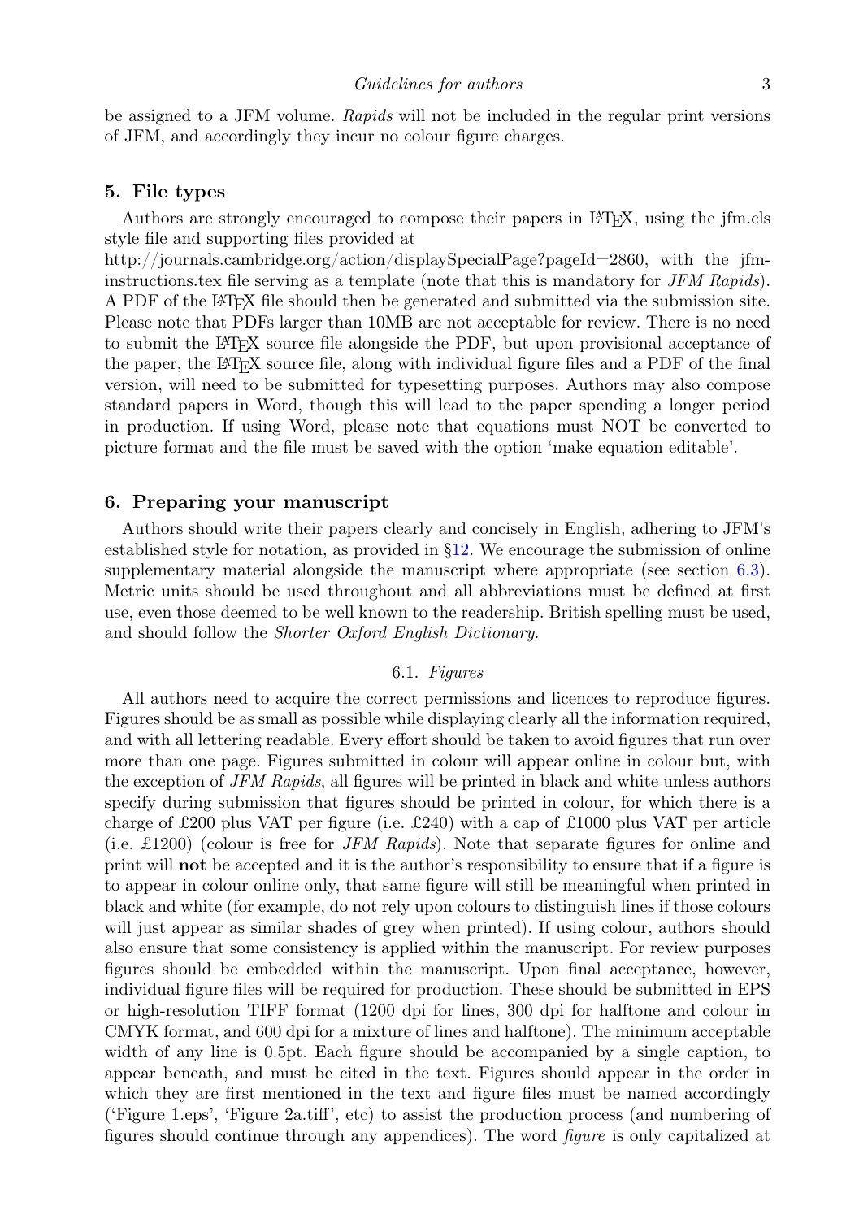be assigned to a JFM volume. *Rapids* will not be included in the regular print versions of JFM, and accordingly they incur no colour figure charges.

## 5. File types

Authors are strongly encouraged to compose their papers in LaTeX, using the jfm.cls style file and supporting files provided at http://journals.cambridge.org/action/displaySpecialPage?pageId=2860, with the jfm-instructions.tex file serving as a template (note that this is mandatory for *JFM Rapids*). A PDF of the LaTeX file should then be generated and submitted via the submission site. Please note that PDFs larger than 10MB are not acceptable for review. There is no need to submit the LaTeX source file alongside the PDF, but upon provisional acceptance of the paper, the LaTeX source file, along with individual figure files and a PDF of the final version, will need to be submitted for typesetting purposes. Authors may also compose standard papers in Word, though this will lead to the paper spending a longer period in production. If using Word, please note that equations must NOT be converted to picture format and the file must be saved with the option 'make equation editable'.

## 6. Preparing your manuscript

Authors should write their papers clearly and concisely in English, adhering to JFM's established style for notation, as provided in §12. We encourage the submission of online supplementary material alongside the manuscript where appropriate (see section 6.3). Metric units should be used throughout and all abbreviations must be defined at first use, even those deemed to be well known to the readership. British spelling must be used, and should follow the *Shorter Oxford English Dictionary*.

### 6.1. *Figures*

All authors need to acquire the correct permissions and licences to reproduce figures. Figures should be as small as possible while displaying clearly all the information required, and with all lettering readable. Every effort should be taken to avoid figures that run over more than one page. Figures submitted in colour will appear online in colour but, with the exception of *JFM Rapids*, all figures will be printed in black and white unless authors specify during submission that figures should be printed in colour, for which there is a charge of £200 plus VAT per figure (i.e. £240) with a cap of £1000 plus VAT per article (i.e. £1200) (colour is free for *JFM Rapids*). Note that separate figures for online and print will **not** be accepted and it is the author's responsibility to ensure that if a figure is to appear in colour online only, that same figure will still be meaningful when printed in black and white (for example, do not rely upon colours to distinguish lines if those colours will just appear as similar shades of grey when printed). If using colour, authors should also ensure that some consistency is applied within the manuscript. For review purposes figures should be embedded within the manuscript. Upon final acceptance, however, individual figure files will be required for production. These should be submitted in EPS or high-resolution TIFF format (1200 dpi for lines, 300 dpi for halftone and colour in CMYK format, and 600 dpi for a mixture of lines and halftone). The minimum acceptable width of any line is 0.5pt. Each figure should be accompanied by a single caption, to appear beneath, and must be cited in the text. Figures should appear in the order in which they are first mentioned in the text and figure files must be named accordingly ('Figure 1.eps', 'Figure 2a.tiff', etc) to assist the production process (and numbering of figures should continue through any appendices). The word *figure* is only capitalized at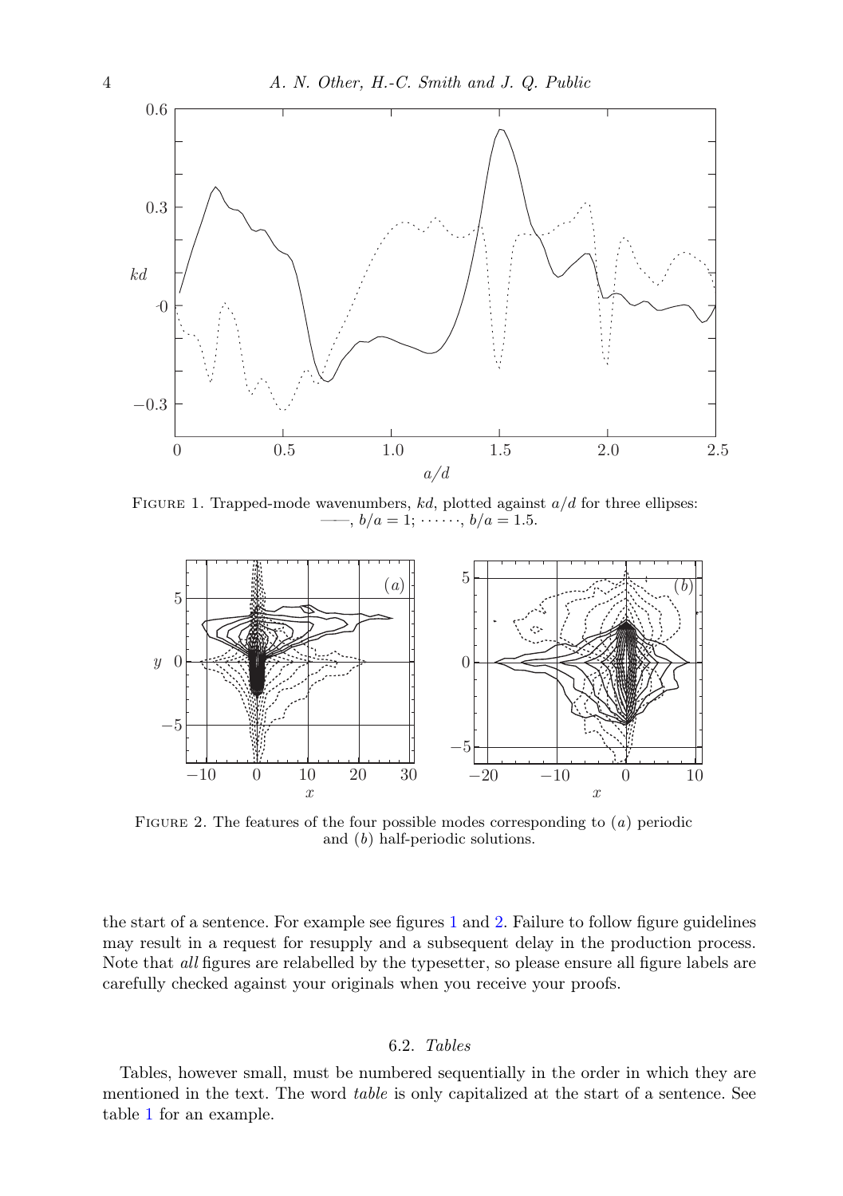FIGURE 1. Trapped-mode wavenumbers, $kd$, plotted against $a/d$ for three ellipses: ——, $b/a = 1$; $\cdots\cdots$, $b/a = 1.5$.

FIGURE 2. The features of the four possible modes corresponding to ($a$) periodic and ($b$) half-periodic solutions.

the start of a sentence. For example see figures 1 and 2. Failure to follow figure guidelines may result in a request for resupply and a subsequent delay in the production process. Note that *all* figures are relabelled by the typesetter, so please ensure all figure labels are carefully checked against your originals when you receive your proofs.

### 6.2. *Tables*

Tables, however small, must be numbered sequentially in the order in which they are mentioned in the text. The word *table* is only capitalized at the start of a sentence. See table 1 for an example.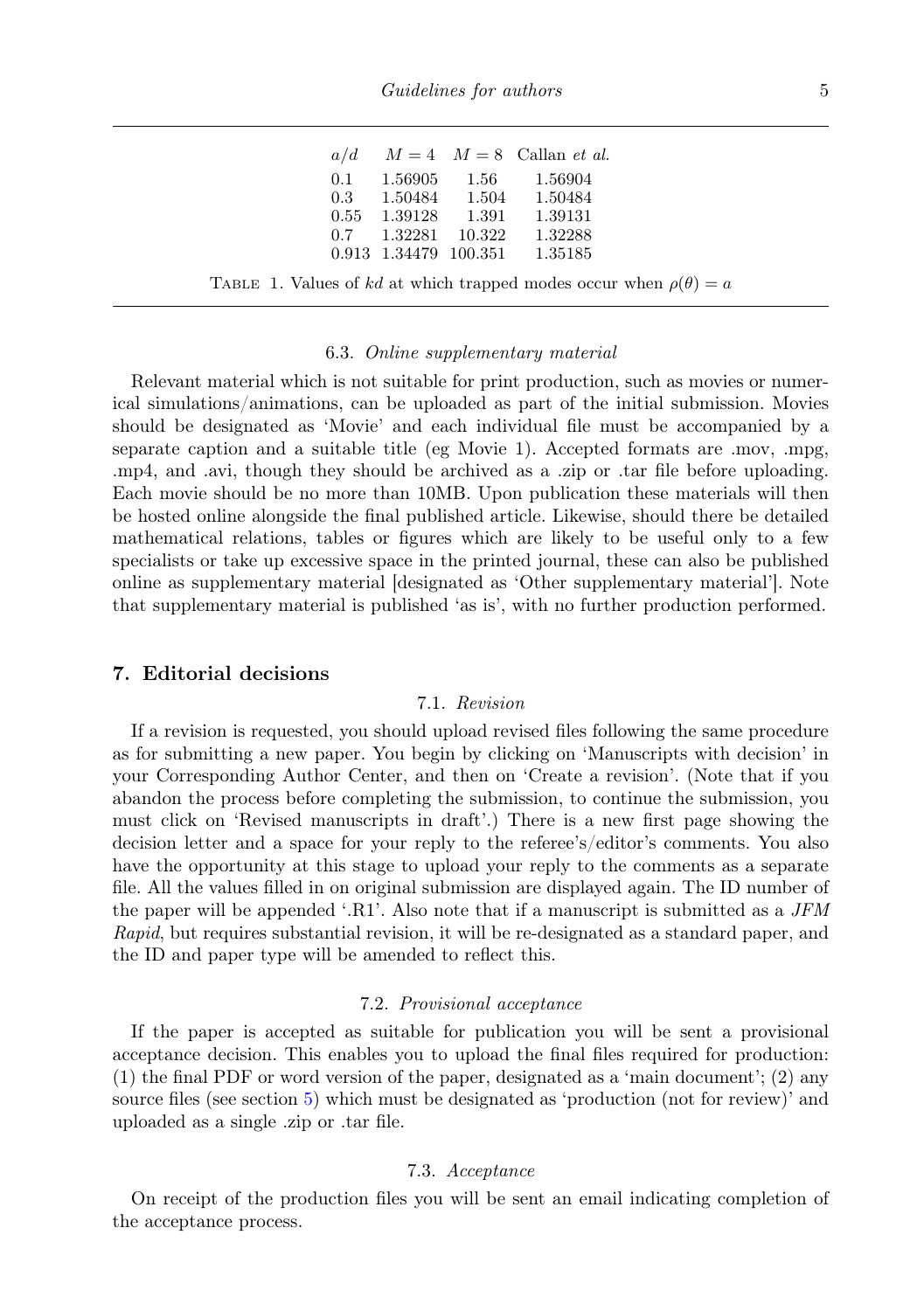| $a/d$ | $M = 4$ | $M = 8$ | Callan *et al.* |
|---|---|---|---|
| 0.1 | 1.56905 | 1.56 | 1.56904 |
| 0.3 | 1.50484 | 1.504 | 1.50484 |
| 0.55 | 1.39128 | 1.391 | 1.39131 |
| 0.7 | 1.32281 | 10.322 | 1.32288 |
| 0.913 | 1.34479 | 100.351 | 1.35185 |

Table 1. Values of $kd$ at which trapped modes occur when $\rho(\theta) = a$

### 6.3. *Online supplementary material*

Relevant material which is not suitable for print production, such as movies or numerical simulations/animations, can be uploaded as part of the initial submission. Movies should be designated as 'Movie' and each individual file must be accompanied by a separate caption and a suitable title (eg Movie 1). Accepted formats are .mov, .mpg, .mp4, and .avi, though they should be archived as a .zip or .tar file before uploading. Each movie should be no more than 10MB. Upon publication these materials will then be hosted online alongside the final published article. Likewise, should there be detailed mathematical relations, tables or figures which are likely to be useful only to a few specialists or take up excessive space in the printed journal, these can also be published online as supplementary material [designated as 'Other supplementary material']. Note that supplementary material is published 'as is', with no further production performed.

## 7. Editorial decisions

### 7.1. *Revision*

If a revision is requested, you should upload revised files following the same procedure as for submitting a new paper. You begin by clicking on 'Manuscripts with decision' in your Corresponding Author Center, and then on 'Create a revision'. (Note that if you abandon the process before completing the submission, to continue the submission, you must click on 'Revised manuscripts in draft'.) There is a new first page showing the decision letter and a space for your reply to the referee's/editor's comments. You also have the opportunity at this stage to upload your reply to the comments as a separate file. All the values filled in on original submission are displayed again. The ID number of the paper will be appended '.R1'. Also note that if a manuscript is submitted as a *JFM Rapid*, but requires substantial revision, it will be re-designated as a standard paper, and the ID and paper type will be amended to reflect this.

### 7.2. *Provisional acceptance*

If the paper is accepted as suitable for publication you will be sent a provisional acceptance decision. This enables you to upload the final files required for production: (1) the final PDF or word version of the paper, designated as a 'main document'; (2) any source files (see section 5) which must be designated as 'production (not for review)' and uploaded as a single .zip or .tar file.

### 7.3. *Acceptance*

On receipt of the production files you will be sent an email indicating completion of the acceptance process.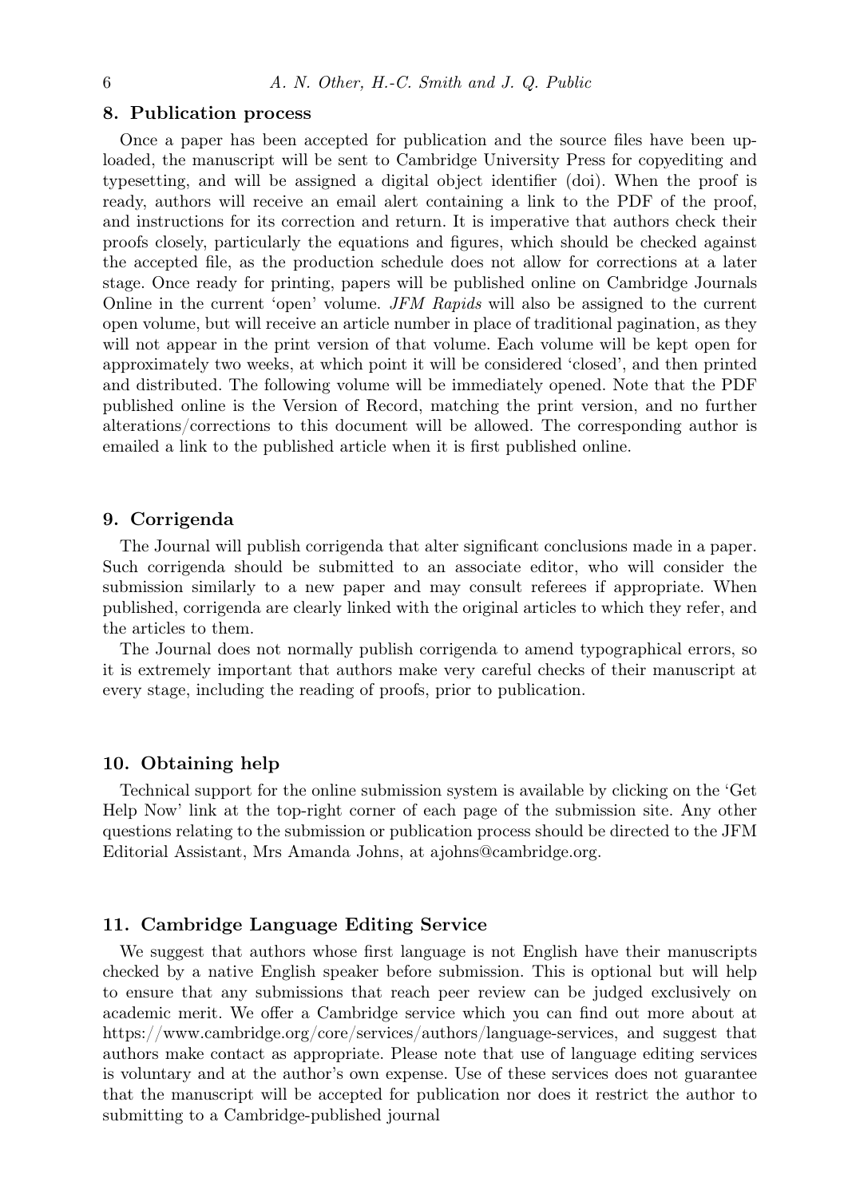## 8. Publication process

Once a paper has been accepted for publication and the source files have been uploaded, the manuscript will be sent to Cambridge University Press for copyediting and typesetting, and will be assigned a digital object identifier (doi). When the proof is ready, authors will receive an email alert containing a link to the PDF of the proof, and instructions for its correction and return. It is imperative that authors check their proofs closely, particularly the equations and figures, which should be checked against the accepted file, as the production schedule does not allow for corrections at a later stage. Once ready for printing, papers will be published online on Cambridge Journals Online in the current 'open' volume. *JFM Rapids* will also be assigned to the current open volume, but will receive an article number in place of traditional pagination, as they will not appear in the print version of that volume. Each volume will be kept open for approximately two weeks, at which point it will be considered 'closed', and then printed and distributed. The following volume will be immediately opened. Note that the PDF published online is the Version of Record, matching the print version, and no further alterations/corrections to this document will be allowed. The corresponding author is emailed a link to the published article when it is first published online.

## 9. Corrigenda

The Journal will publish corrigenda that alter significant conclusions made in a paper. Such corrigenda should be submitted to an associate editor, who will consider the submission similarly to a new paper and may consult referees if appropriate. When published, corrigenda are clearly linked with the original articles to which they refer, and the articles to them.

The Journal does not normally publish corrigenda to amend typographical errors, so it is extremely important that authors make very careful checks of their manuscript at every stage, including the reading of proofs, prior to publication.

## 10. Obtaining help

Technical support for the online submission system is available by clicking on the 'Get Help Now' link at the top-right corner of each page of the submission site. Any other questions relating to the submission or publication process should be directed to the JFM Editorial Assistant, Mrs Amanda Johns, at ajohns@cambridge.org.

## 11. Cambridge Language Editing Service

We suggest that authors whose first language is not English have their manuscripts checked by a native English speaker before submission. This is optional but will help to ensure that any submissions that reach peer review can be judged exclusively on academic merit. We offer a Cambridge service which you can find out more about at https://www.cambridge.org/core/services/authors/language-services, and suggest that authors make contact as appropriate. Please note that use of language editing services is voluntary and at the author's own expense. Use of these services does not guarantee that the manuscript will be accepted for publication nor does it restrict the author to submitting to a Cambridge-published journal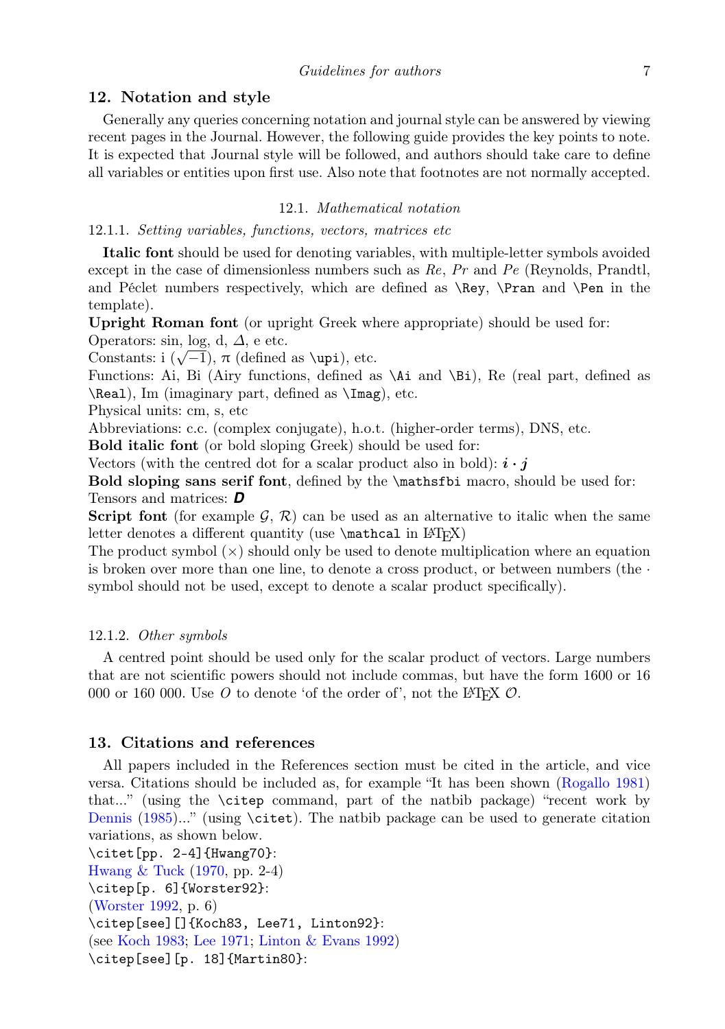## 12. Notation and style

Generally any queries concerning notation and journal style can be answered by viewing recent pages in the Journal. However, the following guide provides the key points to note. It is expected that Journal style will be followed, and authors should take care to define all variables or entities upon first use. Also note that footnotes are not normally accepted.

### 12.1. *Mathematical notation*

#### 12.1.1. *Setting variables, functions, vectors, matrices etc*

**Italic font** should be used for denoting variables, with multiple-letter symbols avoided except in the case of dimensionless numbers such as $Re$, $Pr$ and $Pe$ (Reynolds, Prandtl, and Péclet numbers respectively, which are defined as `\Rey`, `\Pran` and `\Pen` in the template).

**Upright Roman font** (or upright Greek where appropriate) should be used for:

Operators: sin, log, d, $\mathit{\Delta}$, e etc.

Constants: i ($\sqrt{-1}$), π (defined as `\upi`), etc.

Functions: Ai, Bi (Airy functions, defined as `\Ai` and `\Bi`), Re (real part, defined as `\Real`), Im (imaginary part, defined as `\Imag`), etc.

Physical units: cm, s, etc

Abbreviations: c.c. (complex conjugate), h.o.t. (higher-order terms), DNS, etc.

**Bold italic font** (or bold sloping Greek) should be used for:

Vectors (with the centred dot for a scalar product also in bold): $\boldsymbol{i \cdot j}$

**Bold sloping sans serif font**, defined by the `\mathsfbi` macro, should be used for:

Tensors and matrices: $\mathsfbi{D}$

**Script font** (for example $\mathcal{G}$, $\mathcal{R}$) can be used as an alternative to italic when the same letter denotes a different quantity (use `\mathcal` in LaTeX)

The product symbol ($\times$) should only be used to denote multiplication where an equation is broken over more than one line, to denote a cross product, or between numbers (the $\cdot$ symbol should not be used, except to denote a scalar product specifically).

#### 12.1.2. *Other symbols*

A centred point should be used only for the scalar product of vectors. Large numbers that are not scientific powers should not include commas, but have the form 1600 or 16 000 or 160 000. Use $O$ to denote 'of the order of', not the LaTeX $\mathcal{O}$.

## 13. Citations and references

All papers included in the References section must be cited in the article, and vice versa. Citations should be included as, for example "It has been shown (Rogallo 1981) that..." (using the `\citep` command, part of the natbib package) "recent work by Dennis (1985)..." (using `\citet`). The natbib package can be used to generate citation variations, as shown below.

`\citet[pp. 2-4]{Hwang70}`:

Hwang & Tuck (1970, pp. 2-4)

`\citep[p. 6]{Worster92}`:

(Worster 1992, p. 6)

`\citep[see][]{Koch83, Lee71, Linton92}`:

(see Koch 1983; Lee 1971; Linton & Evans 1992)

`\citep[see][p. 18]{Martin80}`: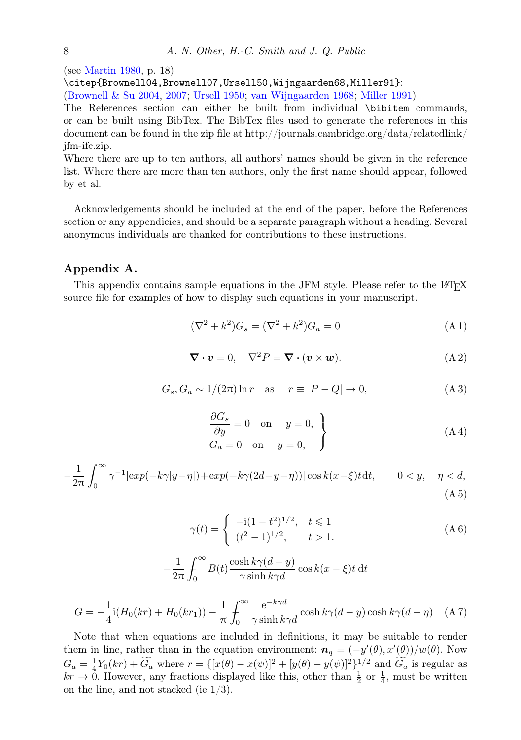(see Martin 1980, p. 18)

`\citep{Brownell04,Brownell07,Ursell50,Wijngaarden68,Miller91}`:

(Brownell & Su 2004, 2007; Ursell 1950; van Wijngaarden 1968; Miller 1991)

The References section can either be built from individual `\bibitem` commands, or can be built using BibTex. The BibTex files used to generate the references in this document can be found in the zip file at http://journals.cambridge.org/data/relatedlink/jfm-ifc.zip.

Where there are up to ten authors, all authors' names should be given in the reference list. Where there are more than ten authors, only the first name should appear, followed by et al.

Acknowledgements should be included at the end of the paper, before the References section or any appendicies, and should be a separate paragraph without a heading. Several anonymous individuals are thanked for contributions to these instructions.

## Appendix A.

This appendix contains sample equations in the JFM style. Please refer to the LaTeX source file for examples of how to display such equations in your manuscript.

$$(\nabla^2 + k^2)G_s = (\nabla^2 + k^2)G_a = 0 \tag{A 1}$$

$$\boldsymbol{\nabla}\boldsymbol{\cdot}\boldsymbol{v} = 0, \quad \nabla^2 P = \boldsymbol{\nabla}\boldsymbol{\cdot}(\boldsymbol{v}\times\boldsymbol{w}). \tag{A 2}$$

$$G_s, G_a \sim 1/(2\pi)\ln r \quad \text{as} \quad r \equiv |P-Q| \rightarrow 0, \tag{A 3}$$

$$\left.\begin{array}{l} \dfrac{\partial G_s}{\partial y} = 0 \quad \text{on} \quad y = 0, \\ G_a = 0 \quad \text{on} \quad y = 0, \end{array}\right\} \tag{A 4}$$

$$-\frac{1}{2\pi}\int_0^\infty \gamma^{-1}[exp(-k\gamma|y-\eta|)+exp(-k\gamma(2d-y-\eta))]\cos k(x-\xi)t\,\mathrm{d}t, \qquad 0<y, \quad \eta<d, \tag{A 5}$$

$$\gamma(t) = \left\{ \begin{array}{ll} -\mathrm{i}(1-t^2)^{1/2}, & t \leqslant 1 \\ (t^2-1)^{1/2}, & t > 1. \end{array} \right. \tag{A 6}$$

$$-\frac{1}{2\pi}\int_0^\infty B(t)\frac{\cosh k\gamma(d-y)}{\gamma\sinh k\gamma d}\cos k(x-\xi)t\,\mathrm{d}t$$

$$G = -\frac{1}{4}\mathrm{i}(H_0(kr)+H_0(kr_1)) - \frac{1}{\pi}\int_0^\infty \frac{\mathrm{e}^{-k\gamma d}}{\gamma\sinh k\gamma d}\cosh k\gamma(d-y)\cosh k\gamma(d-\eta) \tag{A 7}$$

Note that when equations are included in definitions, it may be suitable to render them in line, rather than in the equation environment: $\boldsymbol{n}_q = (-y'(\theta), x'(\theta))/w(\theta)$. Now $G_a = \frac{1}{4}Y_0(kr) + \widetilde{G_a}$ where $r = \{[x(\theta)-x(\psi)]^2 + [y(\theta)-y(\psi)]^2\}^{1/2}$ and $\widetilde{G_a}$ is regular as $kr \rightarrow 0$. However, any fractions displayed like this, other than $\frac{1}{2}$ or $\frac{1}{4}$, must be written on the line, and not stacked (ie 1/3).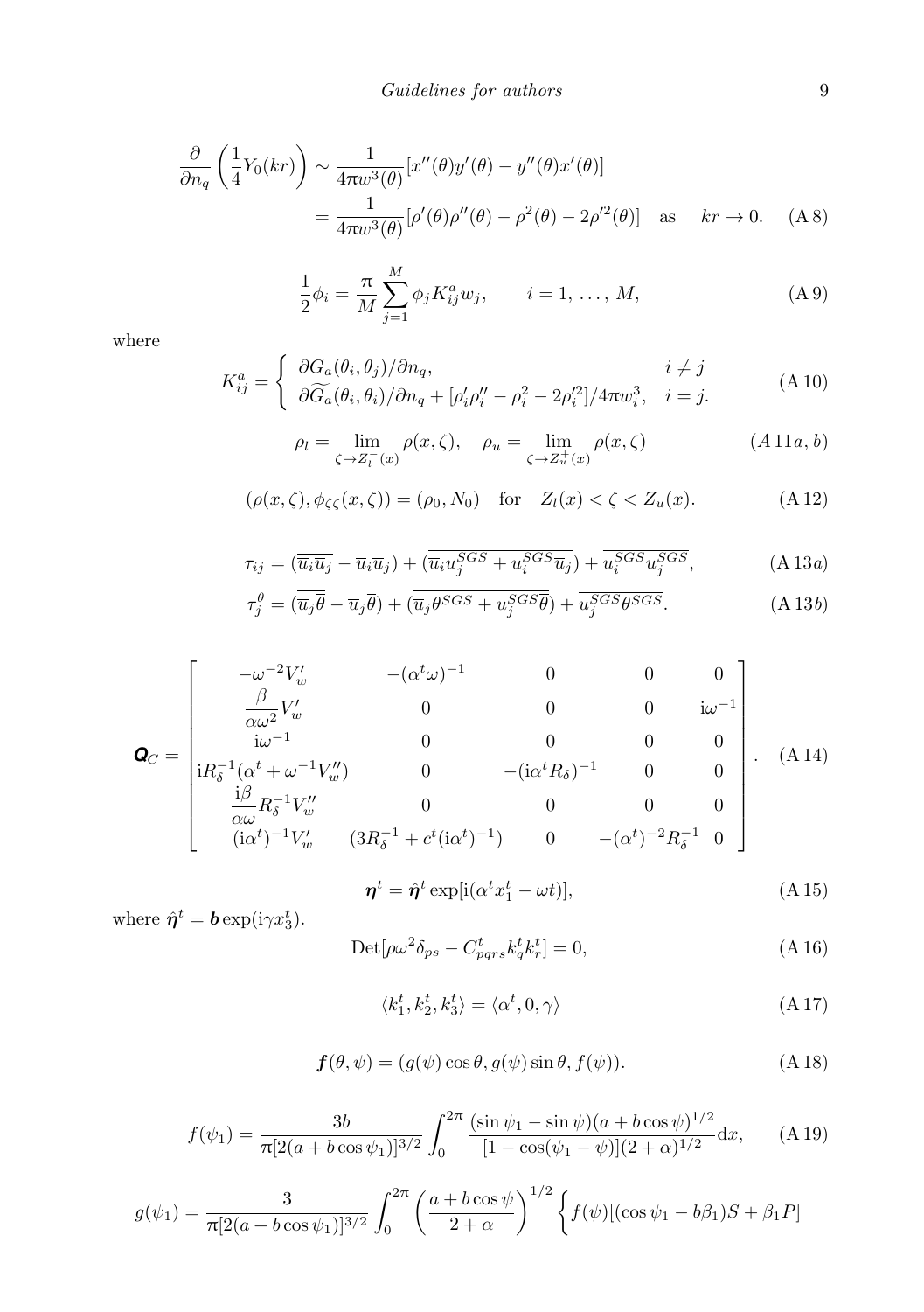$$
\frac{\partial}{\partial n_q}\left(\frac{1}{4}Y_0(kr)\right) \sim \frac{1}{4\pi w^3(\theta)}[x''(\theta)y'(\theta) - y''(\theta)x'(\theta)]
$$

$$
= \frac{1}{4\pi w^3(\theta)}[\rho'(\theta)\rho''(\theta) - \rho^2(\theta) - 2\rho'^2(\theta)] \quad \text{as} \quad kr \to 0. \tag{A 8}
$$

$$
\frac{1}{2}\phi_i = \frac{\pi}{M}\sum_{j=1}^{M}\phi_j K_{ij}^a w_j, \qquad i = 1, \ldots, M, \tag{A 9}
$$

where

$$
K_{ij}^a = \begin{cases} \partial G_a(\theta_i, \theta_j)/\partial n_q, & i \neq j \\ \partial \widetilde{G_a}(\theta_i, \theta_i)/\partial n_q + [\rho_i'\rho_i'' - \rho_i^2 - 2\rho_i'^2]/4\pi w_i^3, & i = j. \end{cases} \tag{A 10}
$$

$$
\rho_l = \lim_{\zeta \to Z_l^-(x)} \rho(x, \zeta), \quad \rho_u = \lim_{\zeta \to Z_u^+(x)} \rho(x, \zeta) \tag{A 11a, b}
$$

$$
(\rho(x, \zeta), \phi_{\zeta\zeta}(x, \zeta)) = (\rho_0, N_0) \quad \text{for} \quad Z_l(x) < \zeta < Z_u(x). \tag{A 12}
$$

$$
\tau_{ij} = (\overline{\overline{u}_i\overline{u}_j} - \overline{u}_i\overline{u}_j) + (\overline{\overline{u}_i u_j^{SGS} + u_i^{SGS}\overline{u}_j}) + \overline{u_i^{SGS}u_j^{SGS}}, \tag{A 13a}
$$

$$
\tau_j^\theta = (\overline{\overline{u}_j\overline{\theta}} - \overline{u}_j\overline{\theta}) + (\overline{\overline{u}_j\theta^{SGS} + u_j^{SGS}\overline{\theta}}) + \overline{u_j^{SGS}\theta^{SGS}}. \tag{A 13b}
$$

$$
\boldsymbol{Q}_C = \begin{bmatrix} -\omega^{-2}V_w' & -(\alpha^t\omega)^{-1} & 0 & 0 & 0 \\ \dfrac{\beta}{\alpha\omega^2}V_w' & 0 & 0 & 0 & \mathrm{i}\omega^{-1} \\ \mathrm{i}\omega^{-1} & 0 & 0 & 0 & 0 \\ \mathrm{i}R_\delta^{-1}(\alpha^t + \omega^{-1}V_w'') & 0 & -(\mathrm{i}\alpha^t R_\delta)^{-1} & 0 & 0 \\ \dfrac{\mathrm{i}\beta}{\alpha\omega}R_\delta^{-1}V_w'' & 0 & 0 & 0 & 0 \\ (\mathrm{i}\alpha^t)^{-1}V_w' & (3R_\delta^{-1} + c^t(\mathrm{i}\alpha^t)^{-1}) & 0 & -(\alpha^t)^{-2}R_\delta^{-1} & 0 \end{bmatrix}. \tag{A 14}
$$

$$
\boldsymbol{\eta}^t = \hat{\boldsymbol{\eta}}^t \exp[\mathrm{i}(\alpha^t x_1^t - \omega t)], \tag{A 15}
$$

where $\hat{\boldsymbol{\eta}}^t = \boldsymbol{b}\exp(\mathrm{i}\gamma x_3^t)$.

$$
\mathrm{Det}[\rho\omega^2\delta_{ps} - C_{pqrs}^t k_q^t k_r^t] = 0, \tag{A 16}
$$

$$
\langle k_1^t, k_2^t, k_3^t \rangle = \langle \alpha^t, 0, \gamma \rangle \tag{A 17}
$$

$$
\boldsymbol{f}(\theta, \psi) = (g(\psi)\cos\theta, g(\psi)\sin\theta, f(\psi)). \tag{A 18}
$$

$$
f(\psi_1) = \frac{3b}{\pi[2(a + b\cos\psi_1)]^{3/2}}\int_0^{2\pi}\frac{(\sin\psi_1 - \sin\psi)(a + b\cos\psi)^{1/2}}{[1 - \cos(\psi_1 - \psi)](2 + \alpha)^{1/2}}\mathrm{d}x, \tag{A 19}
$$

$$
g(\psi_1) = \frac{3}{\pi[2(a + b\cos\psi_1)]^{3/2}}\int_0^{2\pi}\left(\frac{a + b\cos\psi}{2 + \alpha}\right)^{1/2}\left\{f(\psi)[(\cos\psi_1 - b\beta_1)S + \beta_1 P]\right.
$$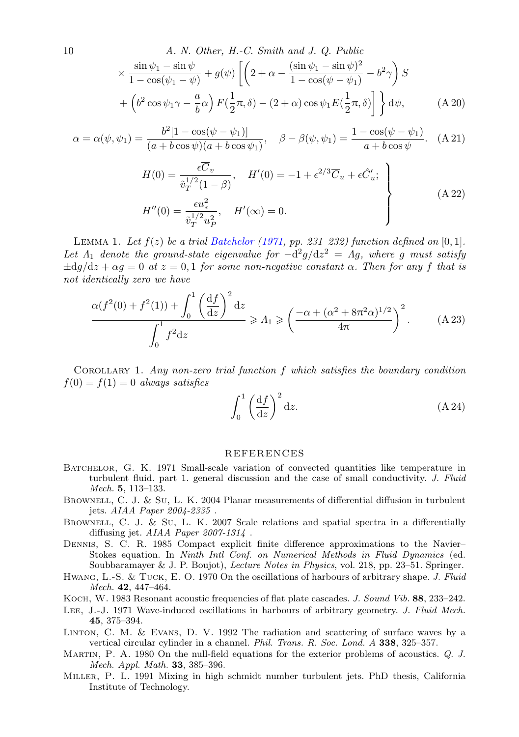$$\times \frac{\sin\psi_1 - \sin\psi}{1-\cos(\psi_1-\psi)} + g(\psi)\left[\left(2+\alpha - \frac{(\sin\psi_1-\sin\psi)^2}{1-\cos(\psi-\psi_1)} - b^2\gamma\right) S \right.$$
$$\left. + \left(b^2\cos\psi_1\gamma - \frac{a}{b}\alpha\right) F(\tfrac{1}{2}\pi,\delta) - (2+\alpha)\cos\psi_1 E(\tfrac{1}{2}\pi,\delta)\right]\Bigg\}\,\mathrm{d}\psi, \qquad \text{(A 20)}$$

$$\alpha = \alpha(\psi,\psi_1) = \frac{b^2[1-\cos(\psi-\psi_1)]}{(a+b\cos\psi)(a+b\cos\psi_1)}, \quad \beta - \beta(\psi,\psi_1) = \frac{1-\cos(\psi-\psi_1)}{a+b\cos\psi}. \quad \text{(A 21)}$$

$$\left.\begin{aligned} H(0) &= \frac{\epsilon\overline{C}_v}{\tilde{v}_T^{1/2}(1-\beta)}, \quad H'(0) = -1 + \epsilon^{2/3}\overline{C}_u + \epsilon\hat{C}_u'; \\ H''(0) &= \frac{\epsilon u_*^2}{\tilde{v}_T^{1/2}u_P^2}, \quad H'(\infty) = 0. \end{aligned}\right\} \qquad \text{(A 22)}$$

Lemma 1. *Let $f(z)$ be a trial Batchelor (1971, pp. 231–232) function defined on $[0,1]$. Let $\Lambda_1$ denote the ground-state eigenvalue for $-\mathrm{d}^2g/\mathrm{d}z^2 = \Lambda g$, where $g$ must satisfy $\pm\mathrm{d}g/\mathrm{d}z + \alpha g = 0$ at $z = 0, 1$ for some non-negative constant $\alpha$. Then for any $f$ that is not identically zero we have*

$$\frac{\alpha(f^2(0)+f^2(1)) + \displaystyle\int_0^1 \left(\frac{\mathrm{d}f}{\mathrm{d}z}\right)^2 \mathrm{d}z}{\displaystyle\int_0^1 f^2 \mathrm{d}z} \geqslant \Lambda_1 \geqslant \left(\frac{-\alpha + (\alpha^2 + 8\pi^2\alpha)^{1/2}}{4\pi}\right)^2. \qquad \text{(A 23)}$$

Corollary 1. *Any non-zero trial function $f$ which satisfies the boundary condition $f(0) = f(1) = 0$ always satisfies*

$$\int_0^1 \left(\frac{\mathrm{d}f}{\mathrm{d}z}\right)^2 \mathrm{d}z. \qquad \text{(A 24)}$$

## REFERENCES

Batchelor, G. K. 1971 Small-scale variation of convected quantities like temperature in turbulent fluid. part 1. general discussion and the case of small conductivity. *J. Fluid Mech.* **5**, 113–133.

Brownell, C. J. & Su, L. K. 2004 Planar measurements of differential diffusion in turbulent jets. *AIAA Paper 2004-2335* .

Brownell, C. J. & Su, L. K. 2007 Scale relations and spatial spectra in a differentially diffusing jet. *AIAA Paper 2007-1314* .

Dennis, S. C. R. 1985 Compact explicit finite difference approximations to the Navier–Stokes equation. In *Ninth Intl Conf. on Numerical Methods in Fluid Dynamics* (ed. Soubbaramayer & J. P. Boujot), *Lecture Notes in Physics*, vol. 218, pp. 23–51. Springer.

Hwang, L.-S. & Tuck, E. O. 1970 On the oscillations of harbours of arbitrary shape. *J. Fluid Mech.* **42**, 447–464.

Koch, W. 1983 Resonant acoustic frequencies of flat plate cascades. *J. Sound Vib.* **88**, 233–242.

Lee, J.-J. 1971 Wave-induced oscillations in harbours of arbitrary geometry. *J. Fluid Mech.* **45**, 375–394.

Linton, C. M. & Evans, D. V. 1992 The radiation and scattering of surface waves by a vertical circular cylinder in a channel. *Phil. Trans. R. Soc. Lond. A* **338**, 325–357.

Martin, P. A. 1980 On the null-field equations for the exterior problems of acoustics. *Q. J. Mech. Appl. Math.* **33**, 385–396.

Miller, P. L. 1991 Mixing in high schmidt number turbulent jets. PhD thesis, California Institute of Technology.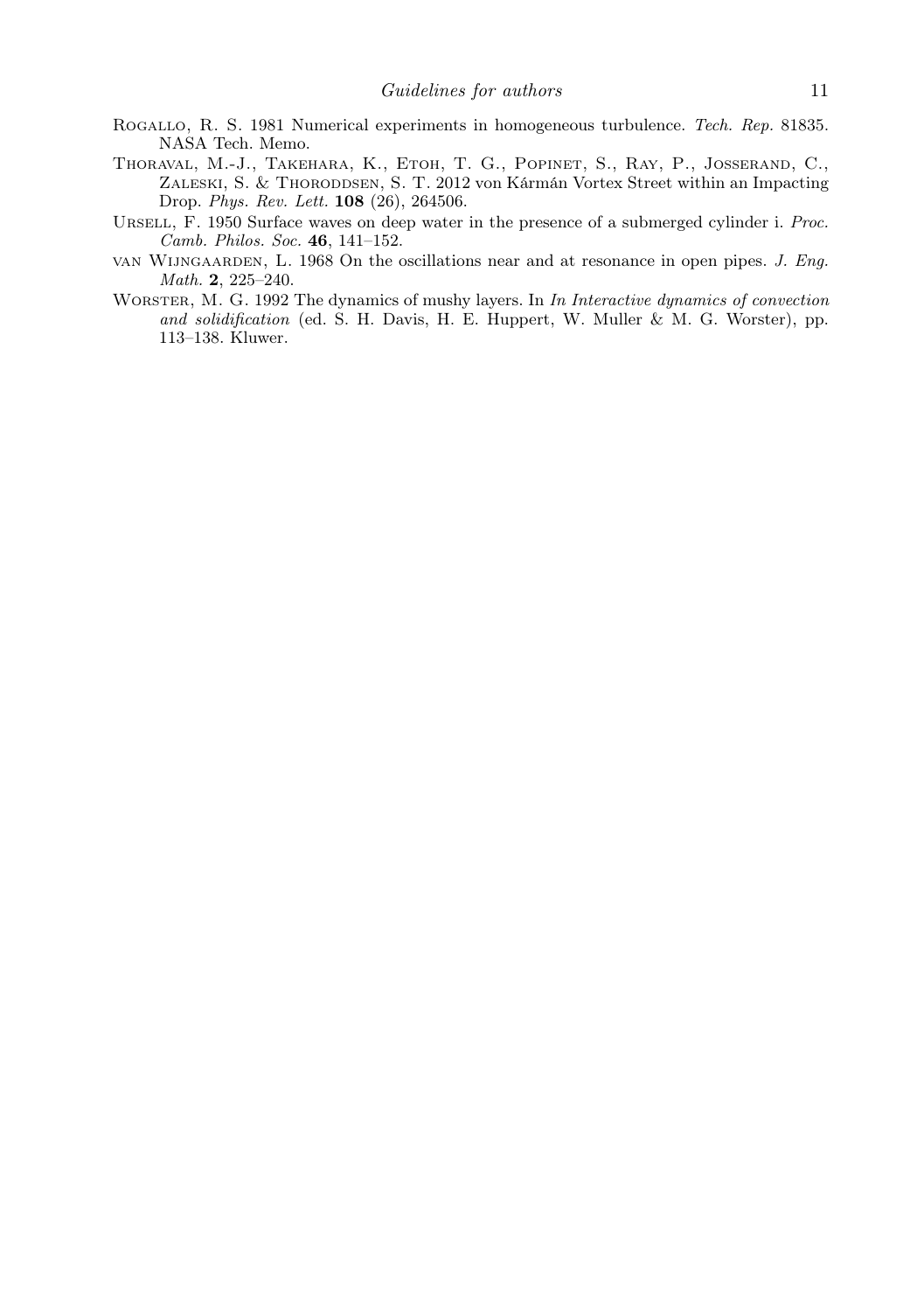Rogallo, R. S. 1981 Numerical experiments in homogeneous turbulence. *Tech. Rep.* 81835. NASA Tech. Memo.

Thoraval, M.-J., Takehara, K., Etoh, T. G., Popinet, S., Ray, P., Josserand, C., Zaleski, S. & Thoroddsen, S. T. 2012 von Kármán Vortex Street within an Impacting Drop. *Phys. Rev. Lett.* **108** (26), 264506.

Ursell, F. 1950 Surface waves on deep water in the presence of a submerged cylinder i. *Proc. Camb. Philos. Soc.* **46**, 141–152.

van Wijngaarden, L. 1968 On the oscillations near and at resonance in open pipes. *J. Eng. Math.* **2**, 225–240.

Worster, M. G. 1992 The dynamics of mushy layers. In *In Interactive dynamics of convection and solidification* (ed. S. H. Davis, H. E. Huppert, W. Muller & M. G. Worster), pp. 113–138. Kluwer.